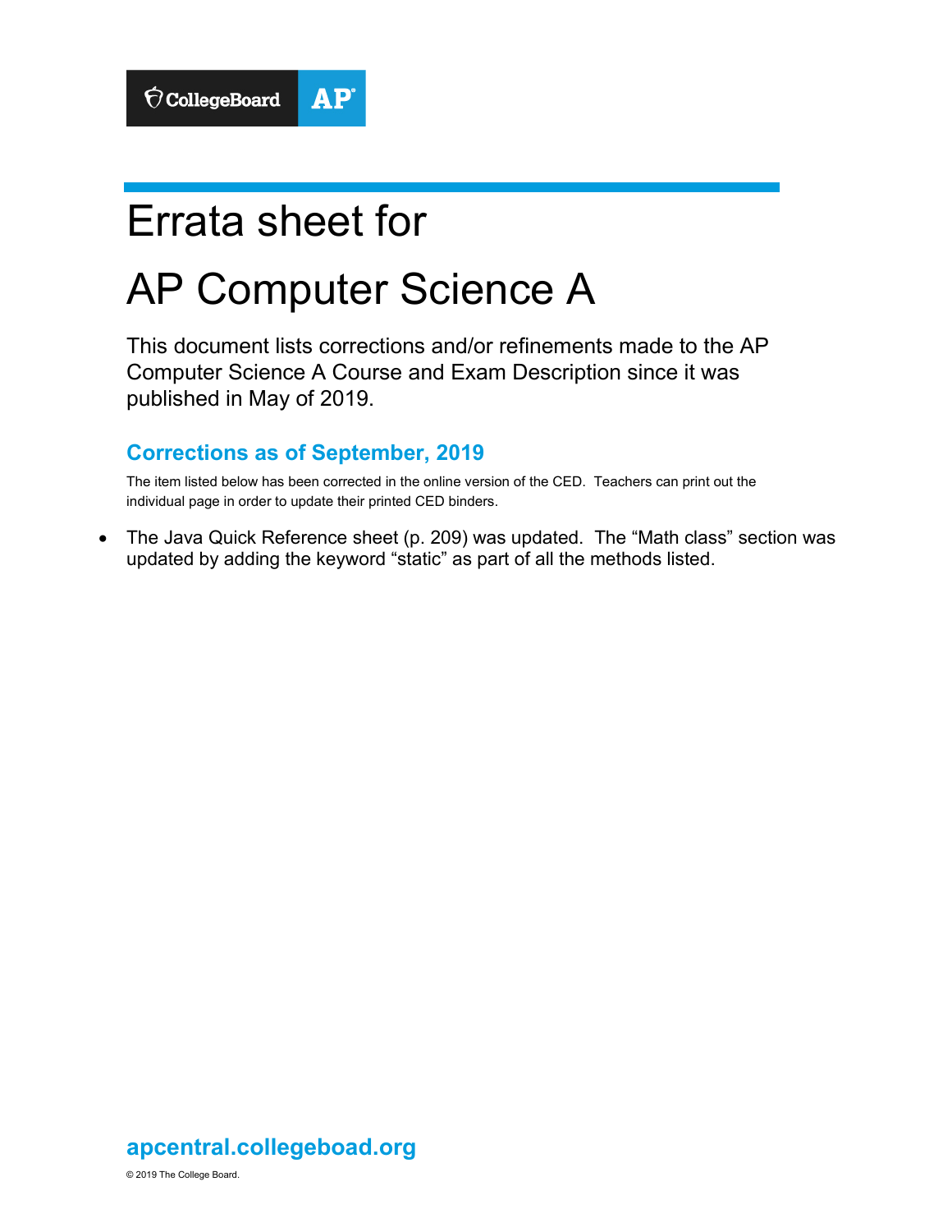# Errata sheet for

# AP Computer Science A

This document lists corrections and/or refinements made to the AP Computer Science A Course and Exam Description since it was published in May of 2019.

## Corrections as of September, 2019

The item listed below has been corrected in the online version of the CED. Teachers can print out the individual page in order to update their printed CED binders.

- The Java Quick Reference sheet (p. 209) was updated. The "Math class" section was updated by adding the keyword "static" as part of all the methods listed.

**apcentral.collegeboad.org**

© 2019 The College Board.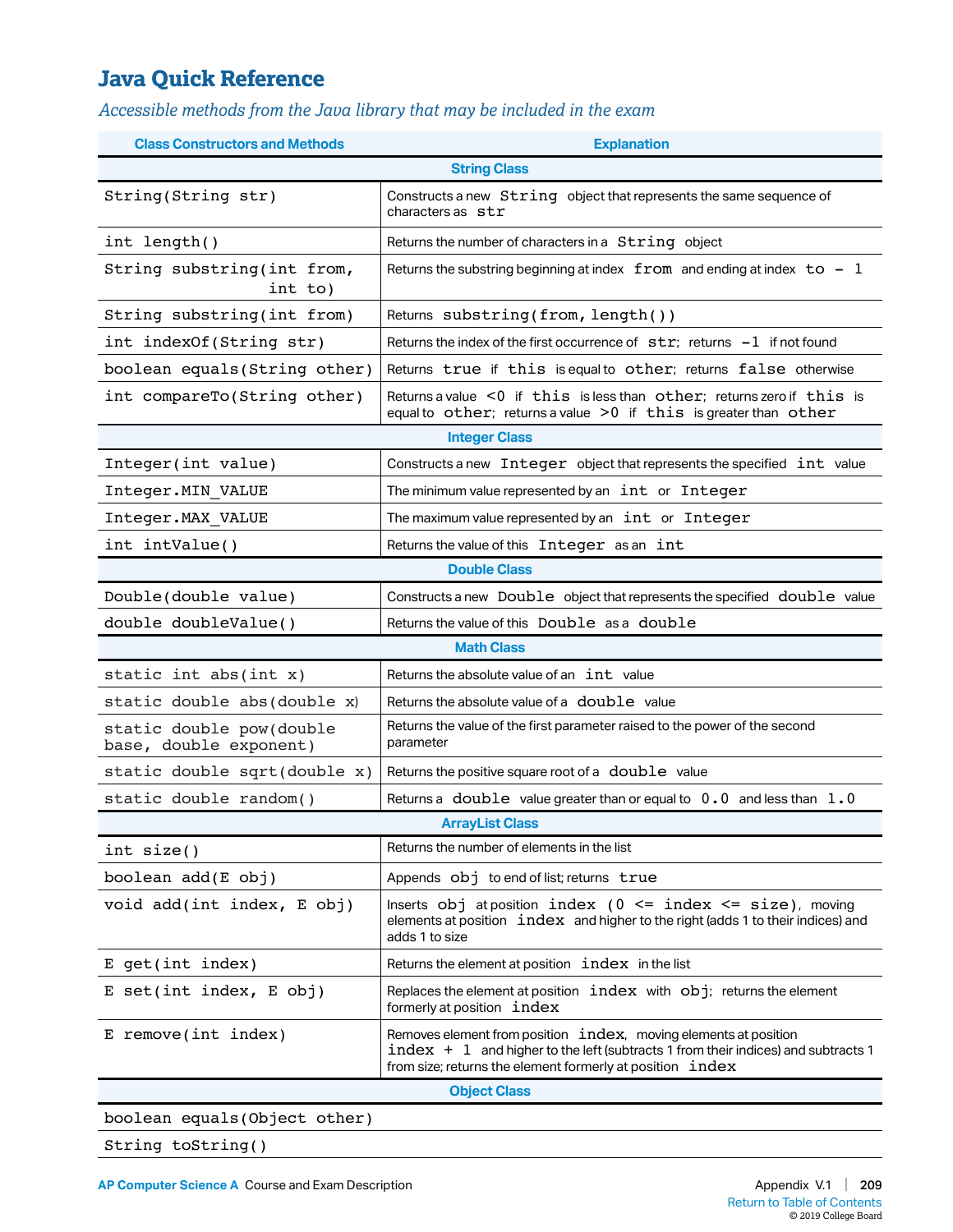# Java Quick Reference

*Accessible methods from the Java library that may be included in the exam*

| Class Constructors and Methods | Explanation |
|---|---|
| **String Class** | |
| `String(String str)` | Constructs a new `String` object that represents the same sequence of characters as `str` |
| `int length()` | Returns the number of characters in a `String` object |
| `String substring(int from, int to)` | Returns the substring beginning at index `from` and ending at index `to - 1` |
| `String substring(int from)` | Returns `substring(from, length())` |
| `int indexOf(String str)` | Returns the index of the first occurrence of `str`; returns `-1` if not found |
| `boolean equals(String other)` | Returns `true` if `this` is equal to `other`; returns `false` otherwise |
| `int compareTo(String other)` | Returns a value `<0` if `this` is less than `other`; returns zero if `this` is equal to `other`; returns a value `>0` if `this` is greater than `other` |
| **Integer Class** | |
| `Integer(int value)` | Constructs a new `Integer` object that represents the specified `int` value |
| `Integer.MIN_VALUE` | The minimum value represented by an `int` or `Integer` |
| `Integer.MAX_VALUE` | The maximum value represented by an `int` or `Integer` |
| `int intValue()` | Returns the value of this `Integer` as an `int` |
| **Double Class** | |
| `Double(double value)` | Constructs a new `Double` object that represents the specified `double` value |
| `double doubleValue()` | Returns the value of this `Double` as a `double` |
| **Math Class** | |
| `static int abs(int x)` | Returns the absolute value of an `int` value |
| `static double abs(double x)` | Returns the absolute value of a `double` value |
| `static double pow(double base, double exponent)` | Returns the value of the first parameter raised to the power of the second parameter |
| `static double sqrt(double x)` | Returns the positive square root of a `double` value |
| `static double random()` | Returns a `double` value greater than or equal to `0.0` and less than `1.0` |
| **ArrayList Class** | |
| `int size()` | Returns the number of elements in the list |
| `boolean add(E obj)` | Appends `obj` to end of list; returns `true` |
| `void add(int index, E obj)` | Inserts `obj` at position `index` `(0 <= index <= size)`, moving elements at position `index` and higher to the right (adds 1 to their indices) and adds 1 to size |
| `E get(int index)` | Returns the element at position `index` in the list |
| `E set(int index, E obj)` | Replaces the element at position `index` with `obj`; returns the element formerly at position `index` |
| `E remove(int index)` | Removes element from position `index`, moving elements at position `index + 1` and higher to the left (subtracts 1 from their indices) and subtracts 1 from size; returns the element formerly at position `index` |
| **Object Class** | |
| `boolean equals(Object other)` | |
| `String toString()` | |

**AP Computer Science A** Course and Exam Description

Appendix V.1

Return to Table of Contents

© 2019 College Board